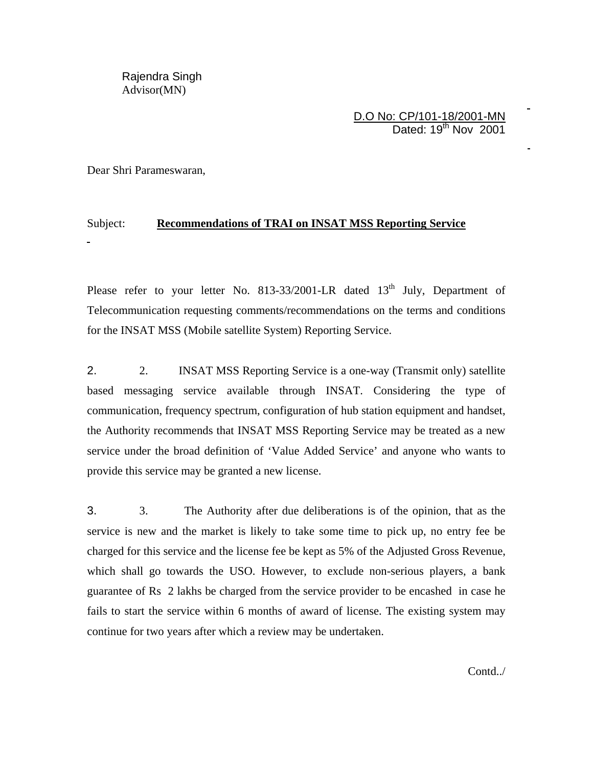Rajendra Singh
Advisor(MN)

D.O No: CP/101-18/2001-MN
Dated: 19th Nov 2001

Dear Shri Parameswaran,

Subject: **Recommendations of TRAI on INSAT MSS Reporting Service**

Please refer to your letter No. 813-33/2001-LR dated 13th July, Department of Telecommunication requesting comments/recommendations on the terms and conditions for the INSAT MSS (Mobile satellite System) Reporting Service.

2. INSAT MSS Reporting Service is a one-way (Transmit only) satellite based messaging service available through INSAT. Considering the type of communication, frequency spectrum, configuration of hub station equipment and handset, the Authority recommends that INSAT MSS Reporting Service may be treated as a new service under the broad definition of 'Value Added Service' and anyone who wants to provide this service may be granted a new license.

3. The Authority after due deliberations is of the opinion, that as the service is new and the market is likely to take some time to pick up, no entry fee be charged for this service and the license fee be kept as 5% of the Adjusted Gross Revenue, which shall go towards the USO. However, to exclude non-serious players, a bank guarantee of Rs 2 lakhs be charged from the service provider to be encashed in case he fails to start the service within 6 months of award of license. The existing system may continue for two years after which a review may be undertaken.

Contd../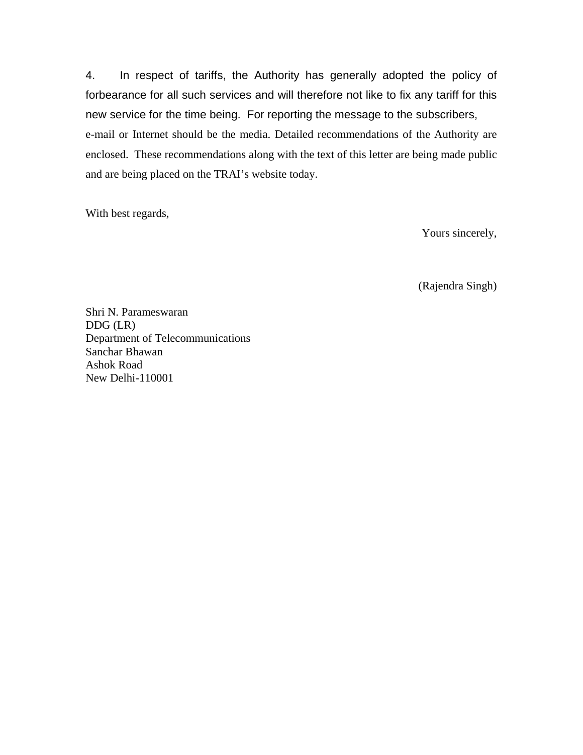4. In respect of tariffs, the Authority has generally adopted the policy of forbearance for all such services and will therefore not like to fix any tariff for this new service for the time being. For reporting the message to the subscribers, e-mail or Internet should be the media. Detailed recommendations of the Authority are enclosed. These recommendations along with the text of this letter are being made public and are being placed on the TRAI's website today.

With best regards,

Yours sincerely,

(Rajendra Singh)

Shri N. Parameswaran
DDG (LR)
Department of Telecommunications
Sanchar Bhawan
Ashok Road
New Delhi-110001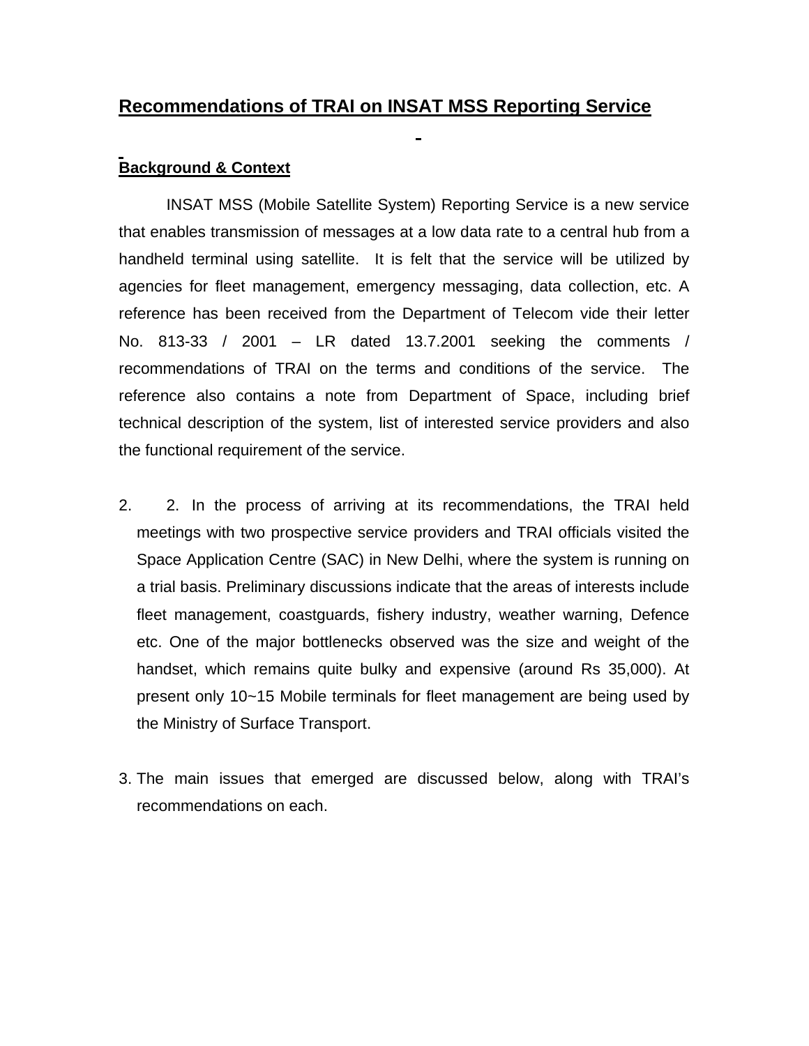## Recommendations of TRAI on INSAT MSS Reporting Service

### Background & Context

INSAT MSS (Mobile Satellite System) Reporting Service is a new service that enables transmission of messages at a low data rate to a central hub from a handheld terminal using satellite. It is felt that the service will be utilized by agencies for fleet management, emergency messaging, data collection, etc. A reference has been received from the Department of Telecom vide their letter No. 813-33 / 2001 – LR dated 13.7.2001 seeking the comments / recommendations of TRAI on the terms and conditions of the service. The reference also contains a note from Department of Space, including brief technical description of the system, list of interested service providers and also the functional requirement of the service.

2. 2. In the process of arriving at its recommendations, the TRAI held meetings with two prospective service providers and TRAI officials visited the Space Application Centre (SAC) in New Delhi, where the system is running on a trial basis. Preliminary discussions indicate that the areas of interests include fleet management, coastguards, fishery industry, weather warning, Defence etc. One of the major bottlenecks observed was the size and weight of the handset, which remains quite bulky and expensive (around Rs 35,000). At present only 10~15 Mobile terminals for fleet management are being used by the Ministry of Surface Transport.

3. The main issues that emerged are discussed below, along with TRAI's recommendations on each.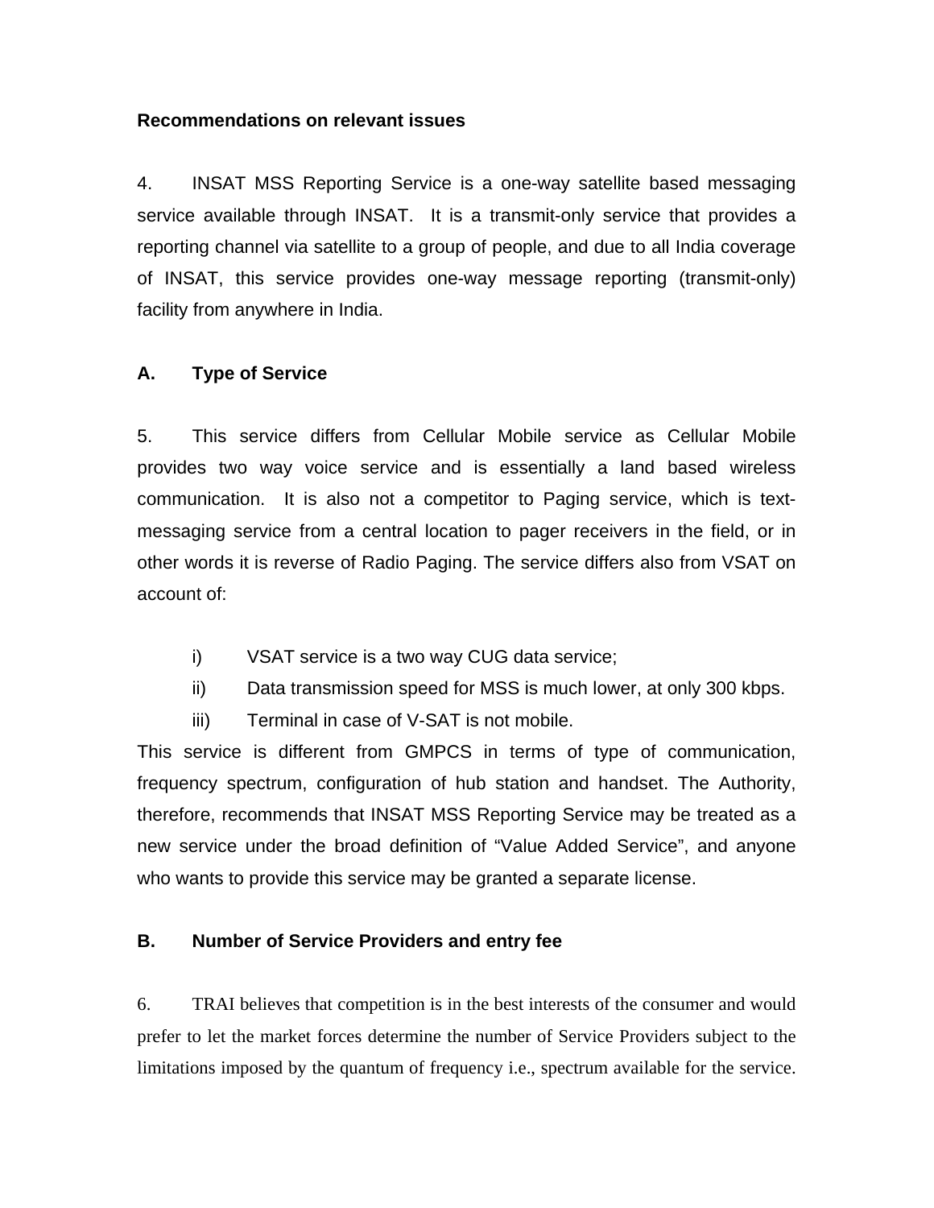**Recommendations on relevant issues**

4. INSAT MSS Reporting Service is a one-way satellite based messaging service available through INSAT. It is a transmit-only service that provides a reporting channel via satellite to a group of people, and due to all India coverage of INSAT, this service provides one-way message reporting (transmit-only) facility from anywhere in India.

**A. Type of Service**

5. This service differs from Cellular Mobile service as Cellular Mobile provides two way voice service and is essentially a land based wireless communication. It is also not a competitor to Paging service, which is text-messaging service from a central location to pager receivers in the field, or in other words it is reverse of Radio Paging. The service differs also from VSAT on account of:

i) VSAT service is a two way CUG data service;

ii) Data transmission speed for MSS is much lower, at only 300 kbps.

iii) Terminal in case of V-SAT is not mobile.

This service is different from GMPCS in terms of type of communication, frequency spectrum, configuration of hub station and handset. The Authority, therefore, recommends that INSAT MSS Reporting Service may be treated as a new service under the broad definition of "Value Added Service", and anyone who wants to provide this service may be granted a separate license.

**B. Number of Service Providers and entry fee**

6. TRAI believes that competition is in the best interests of the consumer and would prefer to let the market forces determine the number of Service Providers subject to the limitations imposed by the quantum of frequency i.e., spectrum available for the service.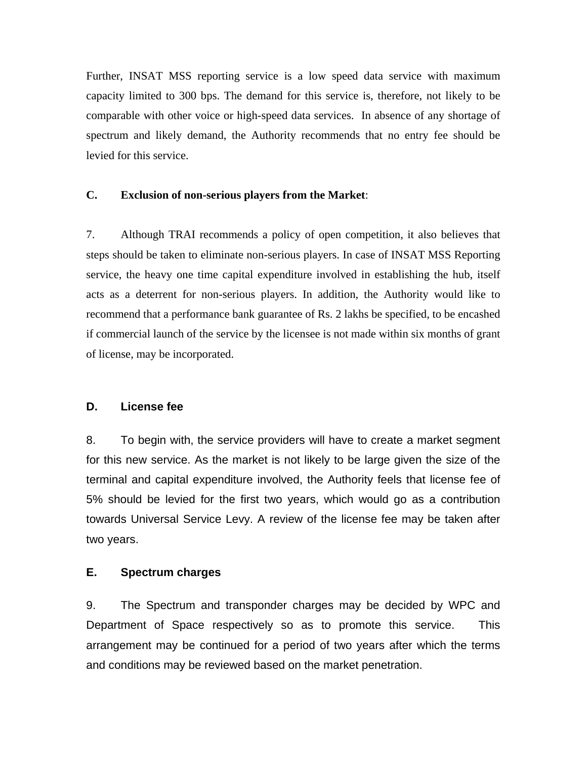Further, INSAT MSS reporting service is a low speed data service with maximum capacity limited to 300 bps. The demand for this service is, therefore, not likely to be comparable with other voice or high-speed data services. In absence of any shortage of spectrum and likely demand, the Authority recommends that no entry fee should be levied for this service.

### C. Exclusion of non-serious players from the Market:

7. Although TRAI recommends a policy of open competition, it also believes that steps should be taken to eliminate non-serious players. In case of INSAT MSS Reporting service, the heavy one time capital expenditure involved in establishing the hub, itself acts as a deterrent for non-serious players. In addition, the Authority would like to recommend that a performance bank guarantee of Rs. 2 lakhs be specified, to be encashed if commercial launch of the service by the licensee is not made within six months of grant of license, may be incorporated.

### D. License fee

8. To begin with, the service providers will have to create a market segment for this new service. As the market is not likely to be large given the size of the terminal and capital expenditure involved, the Authority feels that license fee of 5% should be levied for the first two years, which would go as a contribution towards Universal Service Levy. A review of the license fee may be taken after two years.

### E. Spectrum charges

9. The Spectrum and transponder charges may be decided by WPC and Department of Space respectively so as to promote this service. This arrangement may be continued for a period of two years after which the terms and conditions may be reviewed based on the market penetration.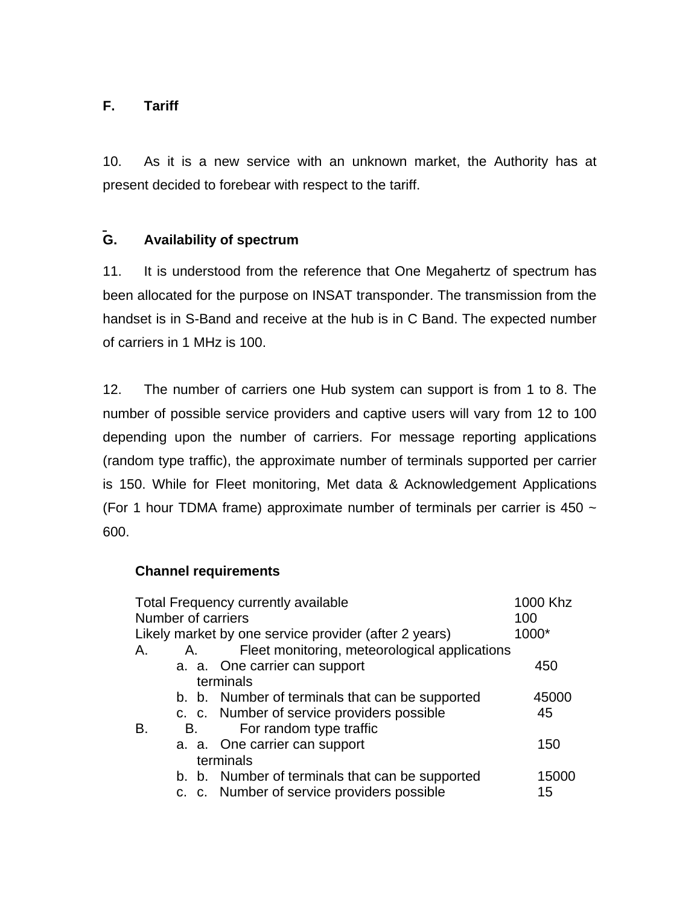## F. Tariff

10. As it is a new service with an unknown market, the Authority has at present decided to forebear with respect to the tariff.

## G. Availability of spectrum

11. It is understood from the reference that One Megahertz of spectrum has been allocated for the purpose on INSAT transponder. The transmission from the handset is in S-Band and receive at the hub is in C Band. The expected number of carriers in 1 MHz is 100.

12. The number of carriers one Hub system can support is from 1 to 8. The number of possible service providers and captive users will vary from 12 to 100 depending upon the number of carriers. For message reporting applications (random type traffic), the approximate number of terminals supported per carrier is 150. While for Fleet monitoring, Met data & Acknowledgement Applications (For 1 hour TDMA frame) approximate number of terminals per carrier is 450 ~ 600.

**Channel requirements**

| | |
|---|---|
| Total Frequency currently available | 1000 Khz |
| Number of carriers | 100 |
| Likely market by one service provider (after 2 years) | 1000* |
| A. A. Fleet monitoring, meteorological applications | |
| a. a. One carrier can support terminals | 450 |
| b. b. Number of terminals that can be supported | 45000 |
| c. c. Number of service providers possible | 45 |
| B. B. For random type traffic | |
| a. a. One carrier can support terminals | 150 |
| b. b. Number of terminals that can be supported | 15000 |
| c. c. Number of service providers possible | 15 |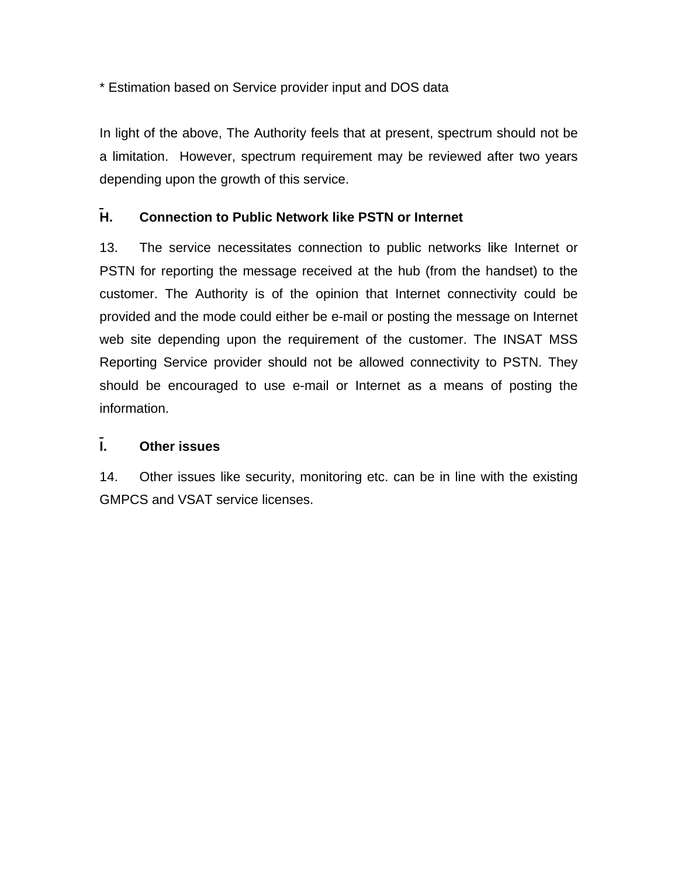* Estimation based on Service provider input and DOS data

In light of the above, The Authority feels that at present, spectrum should not be a limitation.  However, spectrum requirement may be reviewed after two years depending upon the growth of this service.

## H. Connection to Public Network like PSTN or Internet

13. The service necessitates connection to public networks like Internet or PSTN for reporting the message received at the hub (from the handset) to the customer. The Authority is of the opinion that Internet connectivity could be provided and the mode could either be e-mail or posting the message on Internet web site depending upon the requirement of the customer. The INSAT MSS Reporting Service provider should not be allowed connectivity to PSTN. They should be encouraged to use e-mail or Internet as a means of posting the information.

## I. Other issues

14. Other issues like security, monitoring etc. can be in line with the existing GMPCS and VSAT service licenses.